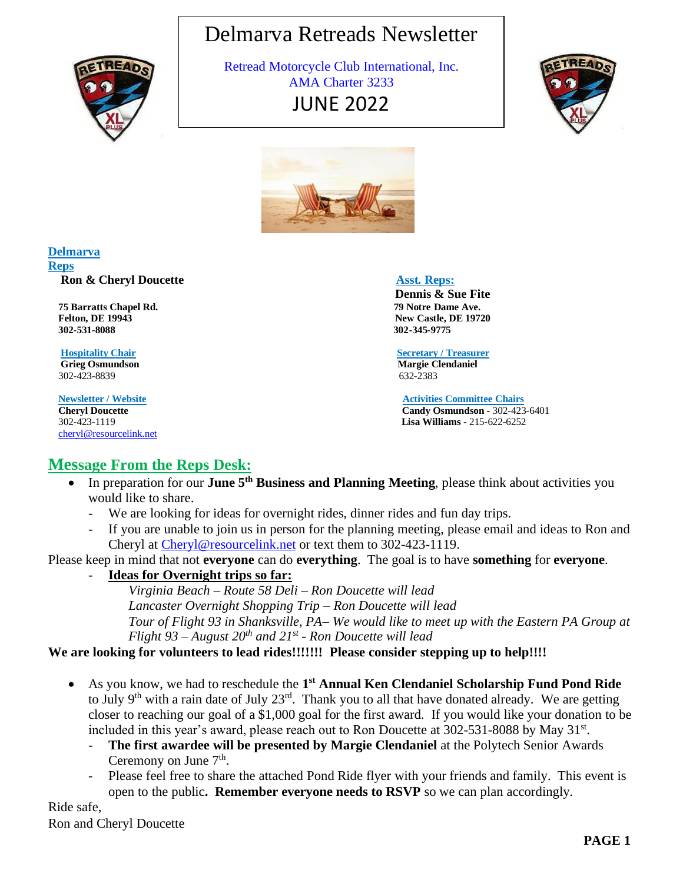# Delmarva Retreads Newsletter

Retread Motorcycle Club International, Inc.
AMA Charter 3233

JUNE 2022

**Delmarva Reps**
**Ron & Cheryl Doucette**
**75 Barratts Chapel Rd.**
**Felton, DE 19943**
**302-531-8088**

**Asst. Reps:**
**Dennis & Sue Fite**
**79 Notre Dame Ave.**
**New Castle, DE 19720**
**302-345-9775**

**Hospitality Chair**
**Grieg Osmundson**
302-423-8839

**Secretary / Treasurer**
**Margie Clendaniel**
632-2383

**Newsletter / Website**
**Cheryl Doucette**
302-423-1119
cheryl@resourcelink.net

**Activities Committee Chairs**
**Candy Osmundson** - 302-423-6401
**Lisa Williams** - 215-622-6252

## Message From the Reps Desk:

- In preparation for our **June 5th Business and Planning Meeting**, please think about activities you would like to share.
  - We are looking for ideas for overnight rides, dinner rides and fun day trips.
  - If you are unable to join us in person for the planning meeting, please email and ideas to Ron and Cheryl at Cheryl@resourcelink.net or text them to 302-423-1119.

Please keep in mind that not **everyone** can do **everything**. The goal is to have **something** for **everyone**.

- **Ideas for Overnight trips so far:**

  *Virginia Beach – Route 58 Deli – Ron Doucette will lead*
  *Lancaster Overnight Shopping Trip – Ron Doucette will lead*
  *Tour of Flight 93 in Shanksville, PA– We would like to meet up with the Eastern PA Group at Flight 93 – August 20th and 21st - Ron Doucette will lead*

**We are looking for volunteers to lead rides!!!!!!! Please consider stepping up to help!!!!**

- As you know, we had to reschedule the **1st Annual Ken Clendaniel Scholarship Fund Pond Ride** to July 9th with a rain date of July 23rd. Thank you to all that have donated already. We are getting closer to reaching our goal of a $1,000 goal for the first award. If you would like your donation to be included in this year's award, please reach out to Ron Doucette at 302-531-8088 by May 31st.
  - **The first awardee will be presented by Margie Clendaniel** at the Polytech Senior Awards Ceremony on June 7th.
  - Please feel free to share the attached Pond Ride flyer with your friends and family. This event is open to the public**. Remember everyone needs to RSVP** so we can plan accordingly.

Ride safe,
Ron and Cheryl Doucette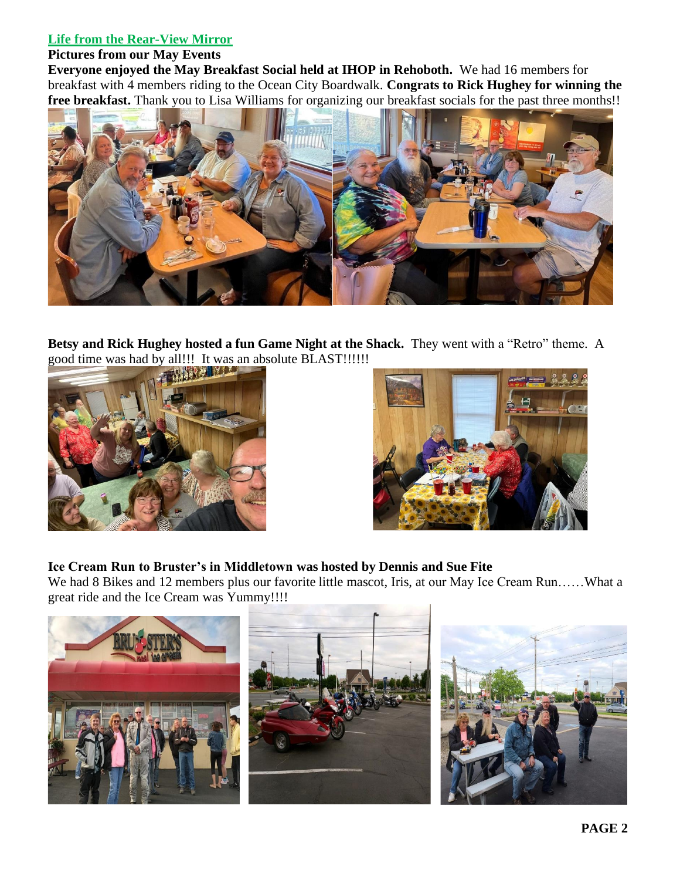## Life from the Rear-View Mirror

**Pictures from our May Events**

**Everyone enjoyed the May Breakfast Social held at IHOP in Rehoboth.** We had 16 members for breakfast with 4 members riding to the Ocean City Boardwalk. **Congrats to Rick Hughey for winning the free breakfast.** Thank you to Lisa Williams for organizing our breakfast socials for the past three months!!

**Betsy and Rick Hughey hosted a fun Game Night at the Shack.** They went with a "Retro" theme. A good time was had by all!!! It was an absolute BLAST!!!!!!

**Ice Cream Run to Bruster's in Middletown was hosted by Dennis and Sue Fite**

We had 8 Bikes and 12 members plus our favorite little mascot, Iris, at our May Ice Cream Run……What a great ride and the Ice Cream was Yummy!!!!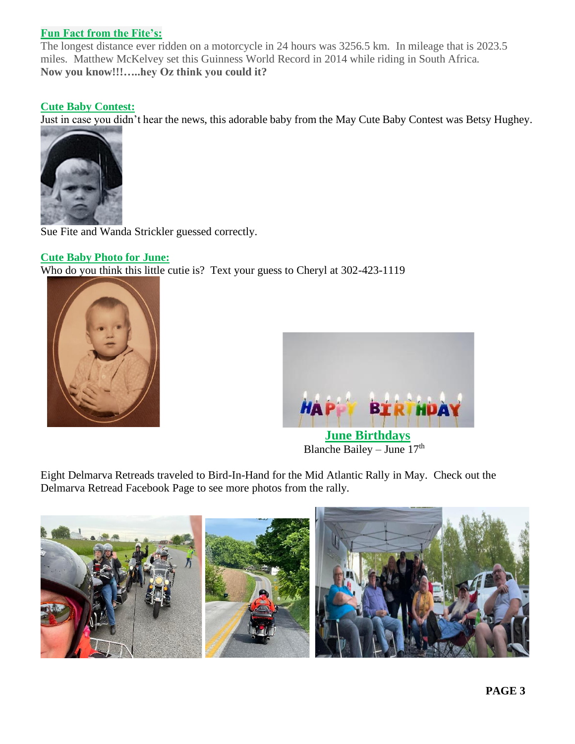**Fun Fact from the Fite's:**

The longest distance ever ridden on a motorcycle in 24 hours was 3256.5 km. In mileage that is 2023.5 miles. Matthew McKelvey set this Guinness World Record in 2014 while riding in South Africa.
**Now you know!!!…..hey Oz think you could it?**

**Cute Baby Contest:**

Just in case you didn't hear the news, this adorable baby from the May Cute Baby Contest was Betsy Hughey.

Sue Fite and Wanda Strickler guessed correctly.

**Cute Baby Photo for June:**

Who do you think this little cutie is? Text your guess to Cheryl at 302-423-1119

**June Birthdays**

Blanche Bailey – June 17th

Eight Delmarva Retreads traveled to Bird-In-Hand for the Mid Atlantic Rally in May. Check out the Delmarva Retread Facebook Page to see more photos from the rally.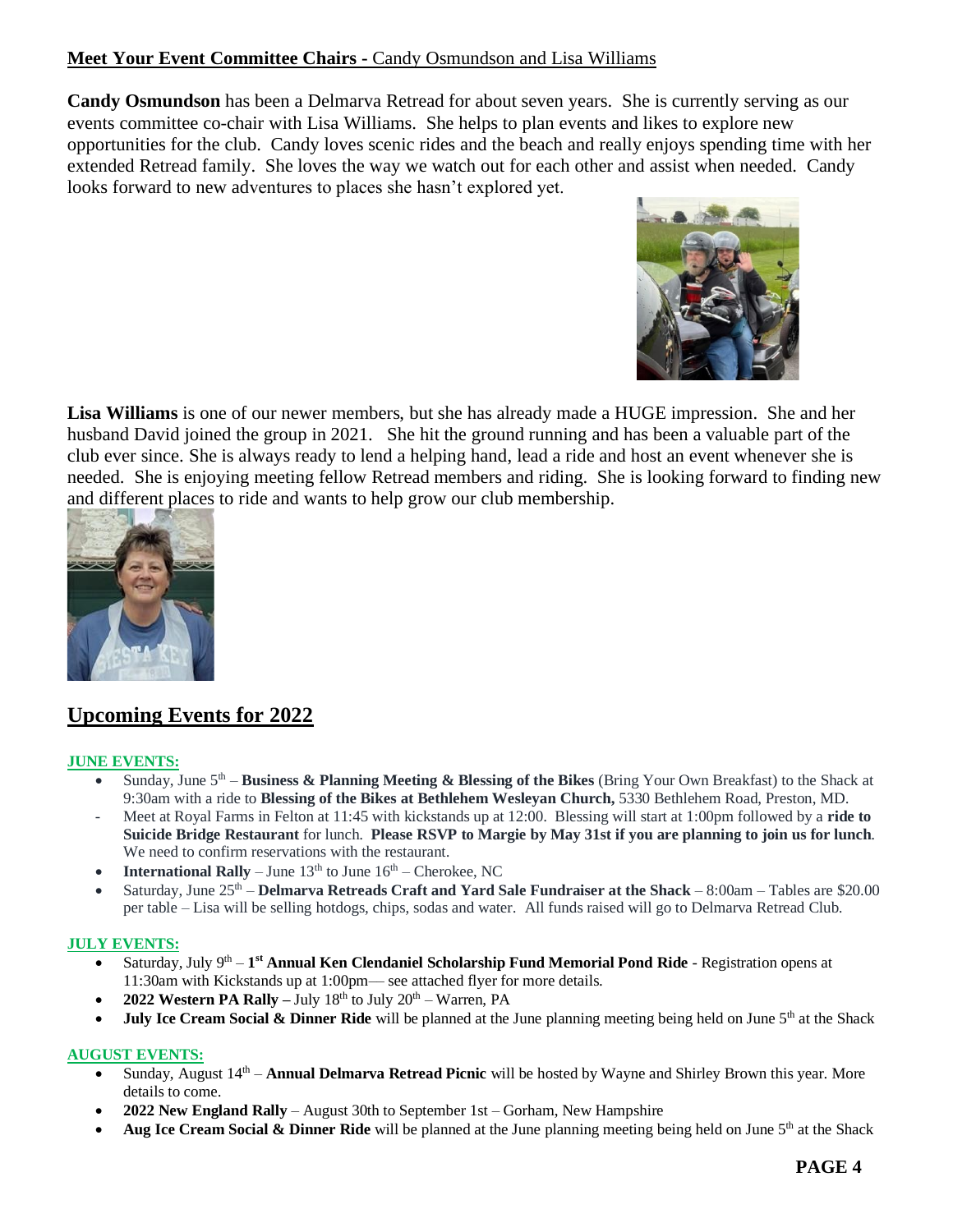**Meet Your Event Committee Chairs -** Candy Osmundson and Lisa Williams

**Candy Osmundson** has been a Delmarva Retread for about seven years. She is currently serving as our events committee co-chair with Lisa Williams. She helps to plan events and likes to explore new opportunities for the club. Candy loves scenic rides and the beach and really enjoys spending time with her extended Retread family. She loves the way we watch out for each other and assist when needed. Candy looks forward to new adventures to places she hasn't explored yet.

**Lisa Williams** is one of our newer members, but she has already made a HUGE impression. She and her husband David joined the group in 2021. She hit the ground running and has been a valuable part of the club ever since. She is always ready to lend a helping hand, lead a ride and host an event whenever she is needed. She is enjoying meeting fellow Retread members and riding. She is looking forward to finding new and different places to ride and wants to help grow our club membership.

## Upcoming Events for 2022

**JUNE EVENTS:**

- Sunday, June 5th – **Business & Planning Meeting & Blessing of the Bikes** (Bring Your Own Breakfast) to the Shack at 9:30am with a ride to **Blessing of the Bikes at Bethlehem Wesleyan Church,** 5330 Bethlehem Road, Preston, MD.
- Meet at Royal Farms in Felton at 11:45 with kickstands up at 12:00. Blessing will start at 1:00pm followed by a **ride to Suicide Bridge Restaurant** for lunch. **Please RSVP to Margie by May 31st if you are planning to join us for lunch**. We need to confirm reservations with the restaurant.
- **International Rally** – June 13th to June 16th – Cherokee, NC
- Saturday, June 25th – **Delmarva Retreads Craft and Yard Sale Fundraiser at the Shack** – 8:00am – Tables are $20.00 per table – Lisa will be selling hotdogs, chips, sodas and water. All funds raised will go to Delmarva Retread Club.

**JULY EVENTS:**

- Saturday, July 9th – **1st Annual Ken Clendaniel Scholarship Fund Memorial Pond Ride** - Registration opens at 11:30am with Kickstands up at 1:00pm— see attached flyer for more details.
- **2022 Western PA Rally –** July 18th to July 20th – Warren, PA
- **July Ice Cream Social & Dinner Ride** will be planned at the June planning meeting being held on June 5th at the Shack

**AUGUST EVENTS:**

- Sunday, August 14th – **Annual Delmarva Retread Picnic** will be hosted by Wayne and Shirley Brown this year. More details to come.
- **2022 New England Rally** – August 30th to September 1st – Gorham, New Hampshire
- **Aug Ice Cream Social & Dinner Ride** will be planned at the June planning meeting being held on June 5th at the Shack